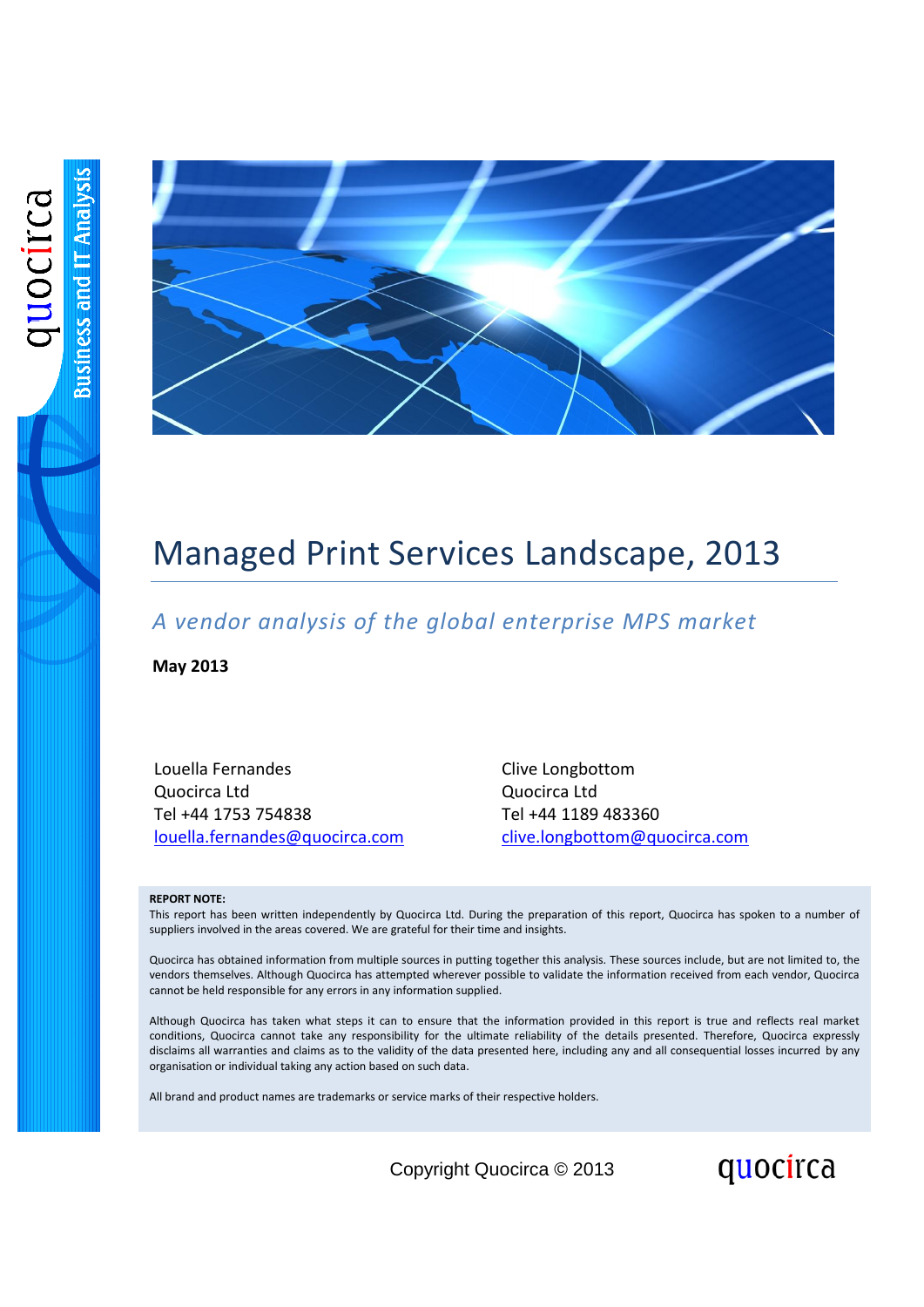# Managed Print Services Landscape, 2013

*A vendor analysis of the global enterprise MPS market*

**May 2013**

Louella Fernandes
Quocirca Ltd
Tel +44 1753 754838
louella.fernandes@quocirca.com

Clive Longbottom
Quocirca Ltd
Tel +44 1189 483360
clive.longbottom@quocirca.com

**REPORT NOTE:**
This report has been written independently by Quocirca Ltd. During the preparation of this report, Quocirca has spoken to a number of suppliers involved in the areas covered. We are grateful for their time and insights.

Quocirca has obtained information from multiple sources in putting together this analysis. These sources include, but are not limited to, the vendors themselves. Although Quocirca has attempted wherever possible to validate the information received from each vendor, Quocirca cannot be held responsible for any errors in any information supplied.

Although Quocirca has taken what steps it can to ensure that the information provided in this report is true and reflects real market conditions, Quocirca cannot take any responsibility for the ultimate reliability of the details presented. Therefore, Quocirca expressly disclaims all warranties and claims as to the validity of the data presented here, including any and all consequential losses incurred by any organisation or individual taking any action based on such data.

All brand and product names are trademarks or service marks of their respective holders.

Copyright Quocirca © 2013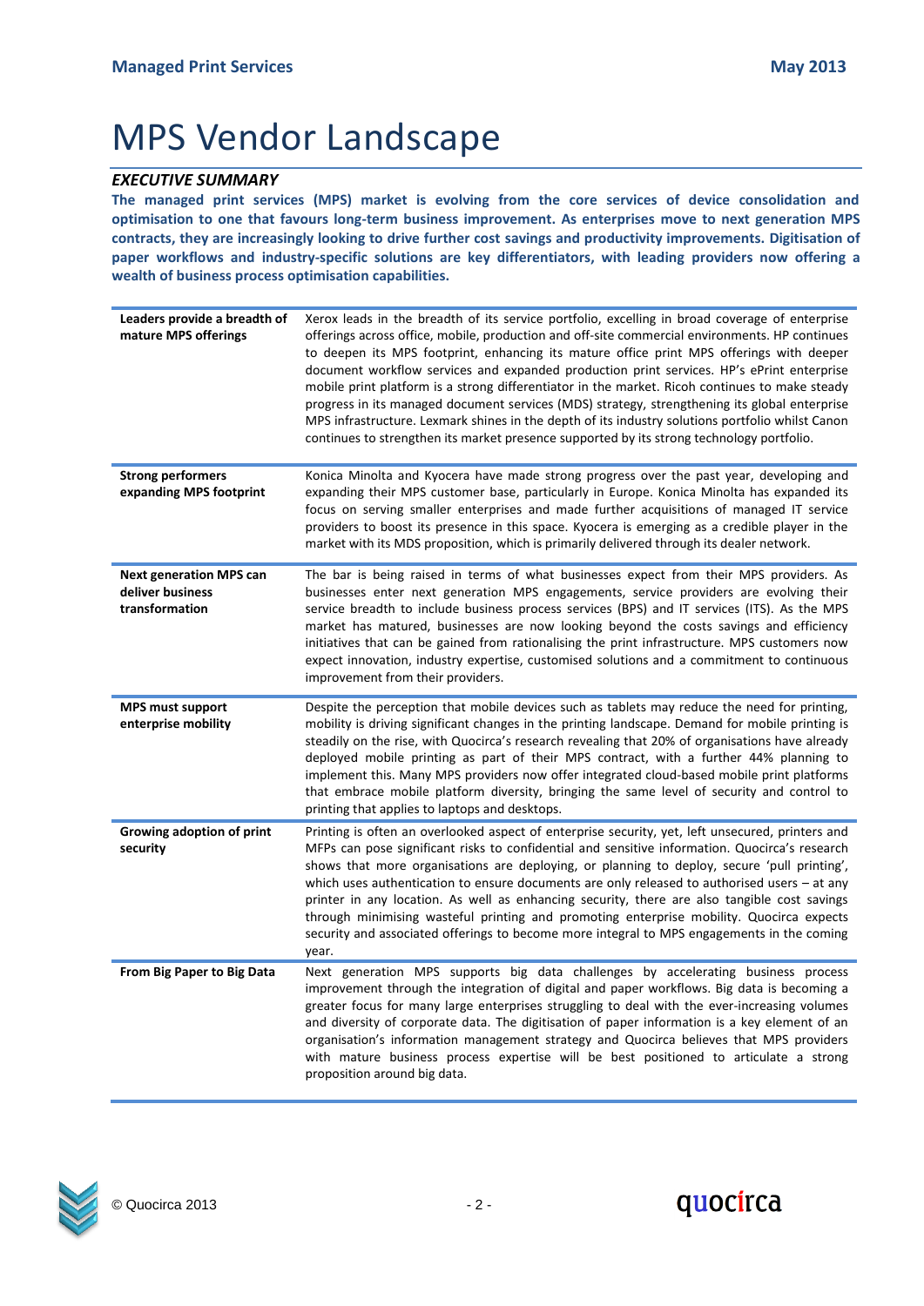# MPS Vendor Landscape

## *EXECUTIVE SUMMARY*

**The managed print services (MPS) market is evolving from the core services of device consolidation and optimisation to one that favours long-term business improvement. As enterprises move to next generation MPS contracts, they are increasingly looking to drive further cost savings and productivity improvements. Digitisation of paper workflows and industry-specific solutions are key differentiators, with leading providers now offering a wealth of business process optimisation capabilities.**

| | |
|---|---|
| **Leaders provide a breadth of mature MPS offerings** | Xerox leads in the breadth of its service portfolio, excelling in broad coverage of enterprise offerings across office, mobile, production and off-site commercial environments. HP continues to deepen its MPS footprint, enhancing its mature office print MPS offerings with deeper document workflow services and expanded production print services. HP's ePrint enterprise mobile print platform is a strong differentiator in the market. Ricoh continues to make steady progress in its managed document services (MDS) strategy, strengthening its global enterprise MPS infrastructure. Lexmark shines in the depth of its industry solutions portfolio whilst Canon continues to strengthen its market presence supported by its strong technology portfolio. |
| **Strong performers expanding MPS footprint** | Konica Minolta and Kyocera have made strong progress over the past year, developing and expanding their MPS customer base, particularly in Europe. Konica Minolta has expanded its focus on serving smaller enterprises and made further acquisitions of managed IT service providers to boost its presence in this space. Kyocera is emerging as a credible player in the market with its MDS proposition, which is primarily delivered through its dealer network. |
| **Next generation MPS can deliver business transformation** | The bar is being raised in terms of what businesses expect from their MPS providers. As businesses enter next generation MPS engagements, service providers are evolving their service breadth to include business process services (BPS) and IT services (ITS). As the MPS market has matured, businesses are now looking beyond the costs savings and efficiency initiatives that can be gained from rationalising the print infrastructure. MPS customers now expect innovation, industry expertise, customised solutions and a commitment to continuous improvement from their providers. |
| **MPS must support enterprise mobility** | Despite the perception that mobile devices such as tablets may reduce the need for printing, mobility is driving significant changes in the printing landscape. Demand for mobile printing is steadily on the rise, with Quocirca's research revealing that 20% of organisations have already deployed mobile printing as part of their MPS contract, with a further 44% planning to implement this. Many MPS providers now offer integrated cloud-based mobile print platforms that embrace mobile platform diversity, bringing the same level of security and control to printing that applies to laptops and desktops. |
| **Growing adoption of print security** | Printing is often an overlooked aspect of enterprise security, yet, left unsecured, printers and MFPs can pose significant risks to confidential and sensitive information. Quocirca's research shows that more organisations are deploying, or planning to deploy, secure 'pull printing', which uses authentication to ensure documents are only released to authorised users – at any printer in any location. As well as enhancing security, there are also tangible cost savings through minimising wasteful printing and promoting enterprise mobility. Quocirca expects security and associated offerings to become more integral to MPS engagements in the coming year. |
| **From Big Paper to Big Data** | Next generation MPS supports big data challenges by accelerating business process improvement through the integration of digital and paper workflows. Big data is becoming a greater focus for many large enterprises struggling to deal with the ever-increasing volumes and diversity of corporate data. The digitisation of paper information is a key element of an organisation's information management strategy and Quocirca believes that MPS providers with mature business process expertise will be best positioned to articulate a strong proposition around big data. |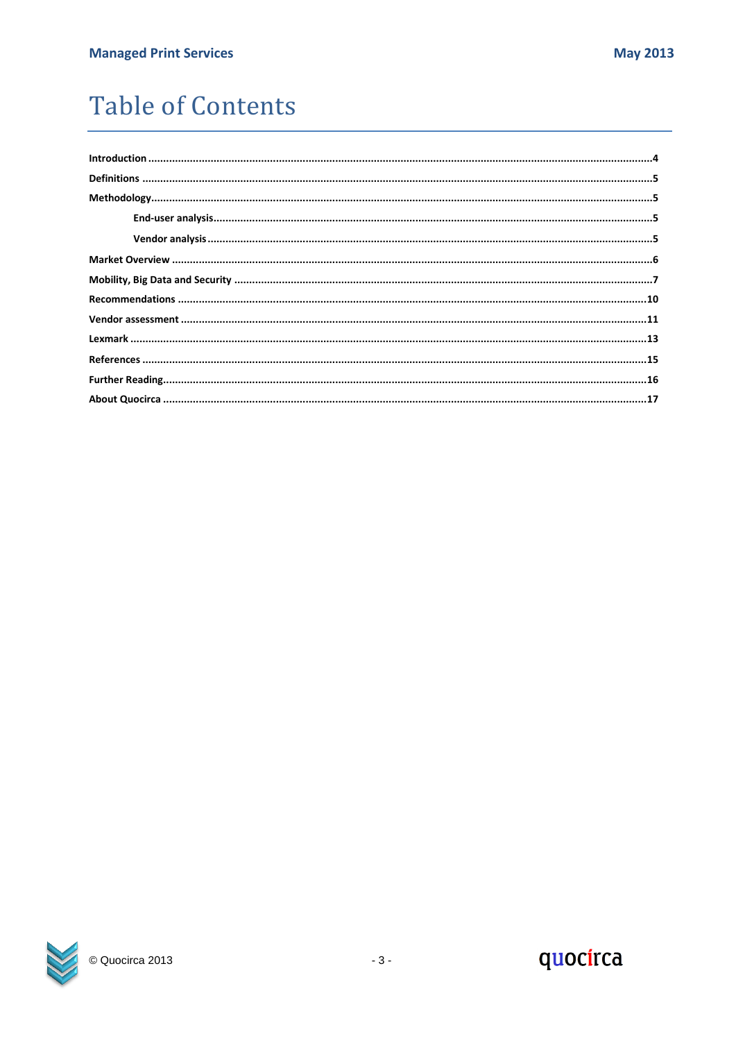# Table of Contents

Introduction ....................................................................................................................................................4

Definitions .......................................................................................................................................................5

Methodology....................................................................................................................................................5

- End-user analysis.........................................................................................................................................5
- Vendor analysis ...........................................................................................................................................5

Market Overview .............................................................................................................................................6

Mobility, Big Data and Security ........................................................................................................................7

Recommendations ..........................................................................................................................................10

Vendor assessment .........................................................................................................................................11

Lexmark ..........................................................................................................................................................13

References ......................................................................................................................................................15

Further Reading...............................................................................................................................................16

About Quocirca ...............................................................................................................................................17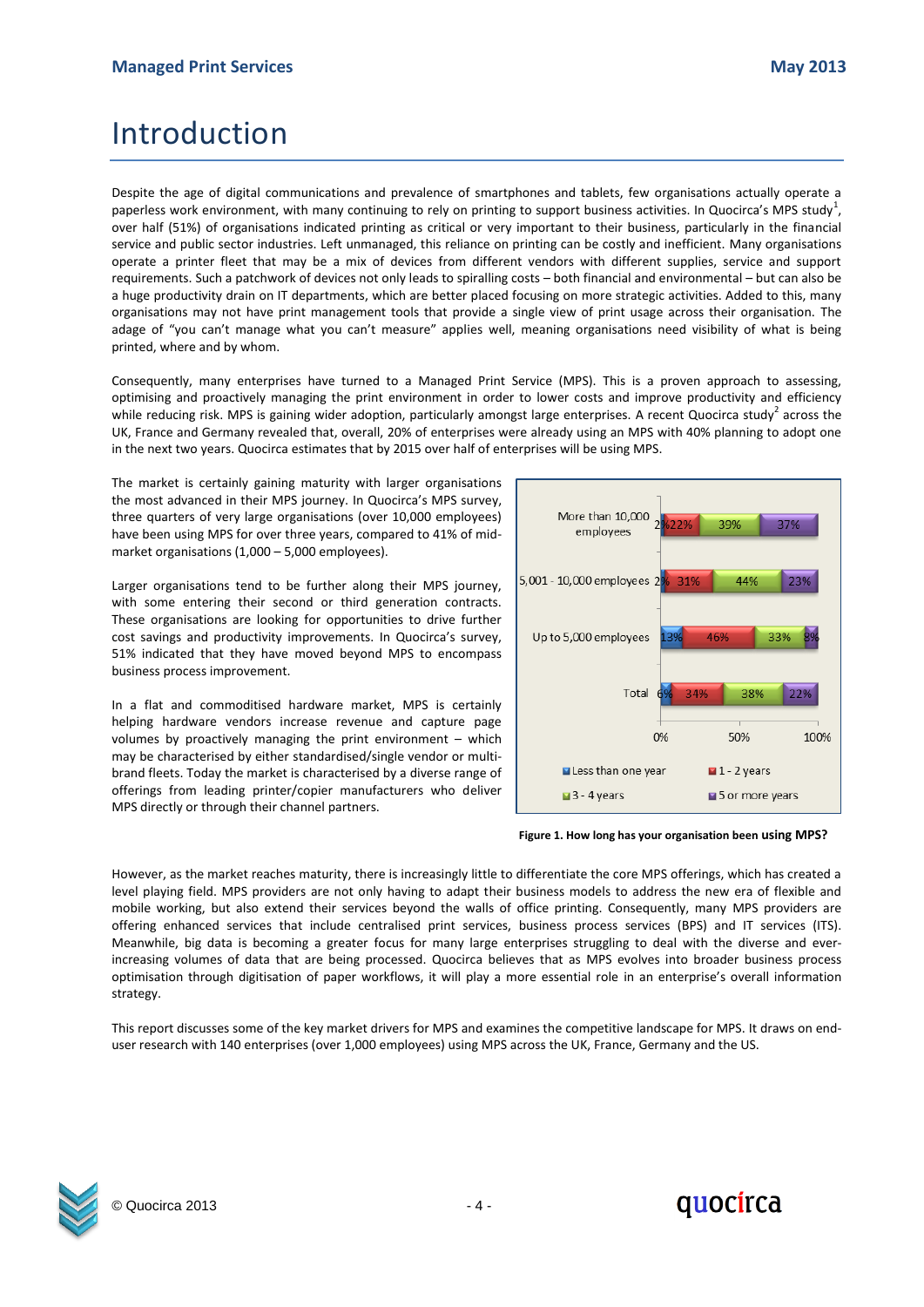# Introduction

Despite the age of digital communications and prevalence of smartphones and tablets, few organisations actually operate a paperless work environment, with many continuing to rely on printing to support business activities. In Quocirca's MPS study[1], over half (51%) of organisations indicated printing as critical or very important to their business, particularly in the financial service and public sector industries. Left unmanaged, this reliance on printing can be costly and inefficient. Many organisations operate a printer fleet that may be a mix of devices from different vendors with different supplies, service and support requirements. Such a patchwork of devices not only leads to spiralling costs – both financial and environmental – but can also be a huge productivity drain on IT departments, which are better placed focusing on more strategic activities. Added to this, many organisations may not have print management tools that provide a single view of print usage across their organisation. The adage of "you can't manage what you can't measure" applies well, meaning organisations need visibility of what is being printed, where and by whom.

Consequently, many enterprises have turned to a Managed Print Service (MPS). This is a proven approach to assessing, optimising and proactively managing the print environment in order to lower costs and improve productivity and efficiency while reducing risk. MPS is gaining wider adoption, particularly amongst large enterprises. A recent Quocirca study[2] across the UK, France and Germany revealed that, overall, 20% of enterprises were already using an MPS with 40% planning to adopt one in the next two years. Quocirca estimates that by 2015 over half of enterprises will be using MPS.

The market is certainly gaining maturity with larger organisations the most advanced in their MPS journey. In Quocirca's MPS survey, three quarters of very large organisations (over 10,000 employees) have been using MPS for over three years, compared to 41% of mid-market organisations (1,000 – 5,000 employees).

Larger organisations tend to be further along their MPS journey, with some entering their second or third generation contracts. These organisations are looking for opportunities to drive further cost savings and productivity improvements. In Quocirca's survey, 51% indicated that they have moved beyond MPS to encompass business process improvement.

In a flat and commoditised hardware market, MPS is certainly helping hardware vendors increase revenue and capture page volumes by proactively managing the print environment – which may be characterised by either standardised/single vendor or multi-brand fleets. Today the market is characterised by a diverse range of offerings from leading printer/copier manufacturers who deliver MPS directly or through their channel partners.

More than 10,000 employees: 2% 22% 39% 37%
5,001 - 10,000 employees: 2% 31% 44% 23%
Up to 5,000 employees: 13% 46% 33% 8%
Total: 6% 34% 38% 22%
0% 50% 100%
Less than one year; 1 - 2 years; 3 - 4 years; 5 or more years

**Figure 1. How long has your organisation been using MPS?**

However, as the market reaches maturity, there is increasingly little to differentiate the core MPS offerings, which has created a level playing field. MPS providers are not only having to adapt their business models to address the new era of flexible and mobile working, but also extend their services beyond the walls of office printing. Consequently, many MPS providers are offering enhanced services that include centralised print services, business process services (BPS) and IT services (ITS). Meanwhile, big data is becoming a greater focus for many large enterprises struggling to deal with the diverse and ever-increasing volumes of data that are being processed. Quocirca believes that as MPS evolves into broader business process optimisation through digitisation of paper workflows, it will play a more essential role in an enterprise's overall information strategy.

This report discusses some of the key market drivers for MPS and examines the competitive landscape for MPS. It draws on end-user research with 140 enterprises (over 1,000 employees) using MPS across the UK, France, Germany and the US.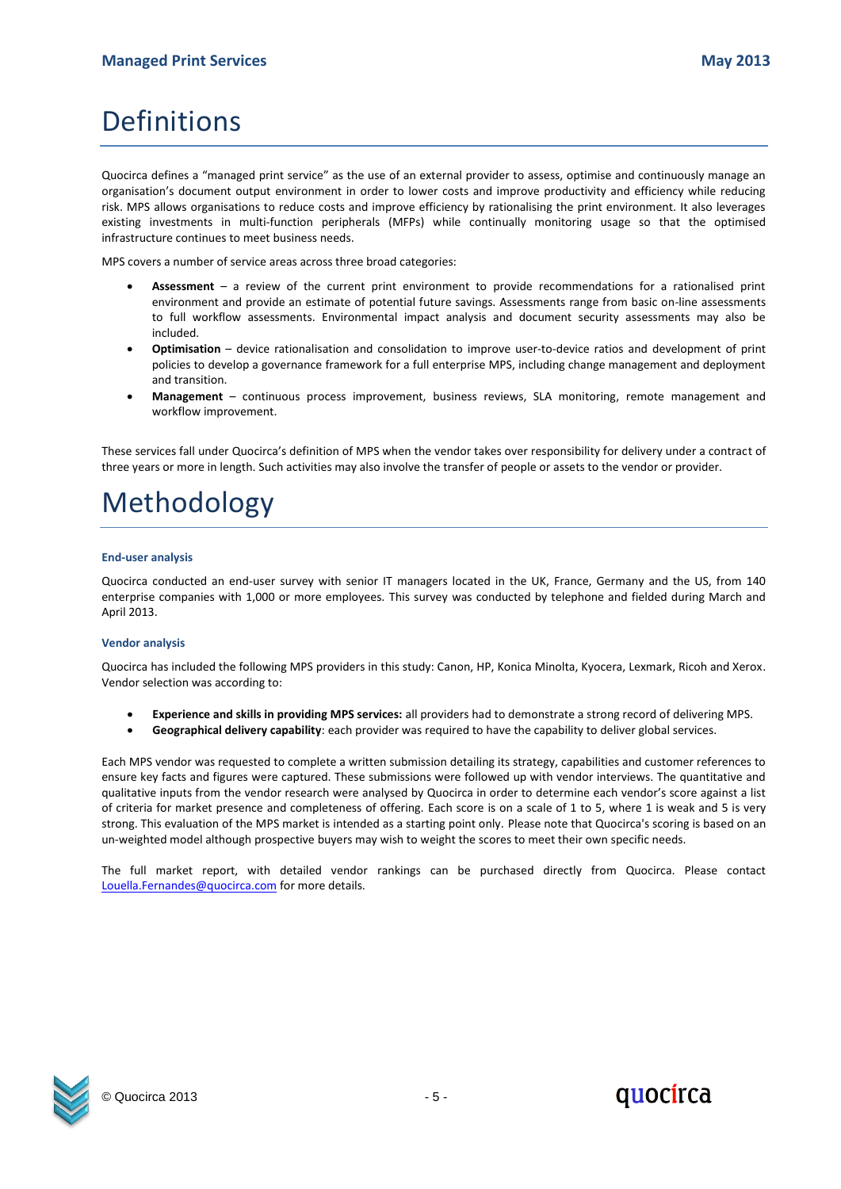# Definitions

Quocirca defines a "managed print service" as the use of an external provider to assess, optimise and continuously manage an organisation's document output environment in order to lower costs and improve productivity and efficiency while reducing risk. MPS allows organisations to reduce costs and improve efficiency by rationalising the print environment. It also leverages existing investments in multi-function peripherals (MFPs) while continually monitoring usage so that the optimised infrastructure continues to meet business needs.

MPS covers a number of service areas across three broad categories:

- **Assessment** – a review of the current print environment to provide recommendations for a rationalised print environment and provide an estimate of potential future savings. Assessments range from basic on-line assessments to full workflow assessments. Environmental impact analysis and document security assessments may also be included.
- **Optimisation** – device rationalisation and consolidation to improve user-to-device ratios and development of print policies to develop a governance framework for a full enterprise MPS, including change management and deployment and transition.
- **Management** – continuous process improvement, business reviews, SLA monitoring, remote management and workflow improvement.

These services fall under Quocirca's definition of MPS when the vendor takes over responsibility for delivery under a contract of three years or more in length. Such activities may also involve the transfer of people or assets to the vendor or provider.

# Methodology

### End-user analysis

Quocirca conducted an end-user survey with senior IT managers located in the UK, France, Germany and the US, from 140 enterprise companies with 1,000 or more employees. This survey was conducted by telephone and fielded during March and April 2013.

### Vendor analysis

Quocirca has included the following MPS providers in this study: Canon, HP, Konica Minolta, Kyocera, Lexmark, Ricoh and Xerox. Vendor selection was according to:

- **Experience and skills in providing MPS services:** all providers had to demonstrate a strong record of delivering MPS.
- **Geographical delivery capability**: each provider was required to have the capability to deliver global services.

Each MPS vendor was requested to complete a written submission detailing its strategy, capabilities and customer references to ensure key facts and figures were captured. These submissions were followed up with vendor interviews. The quantitative and qualitative inputs from the vendor research were analysed by Quocirca in order to determine each vendor's score against a list of criteria for market presence and completeness of offering. Each score is on a scale of 1 to 5, where 1 is weak and 5 is very strong. This evaluation of the MPS market is intended as a starting point only. Please note that Quocirca's scoring is based on an un-weighted model although prospective buyers may wish to weight the scores to meet their own specific needs.

The full market report, with detailed vendor rankings can be purchased directly from Quocirca. Please contact Louella.Fernandes@quocirca.com for more details.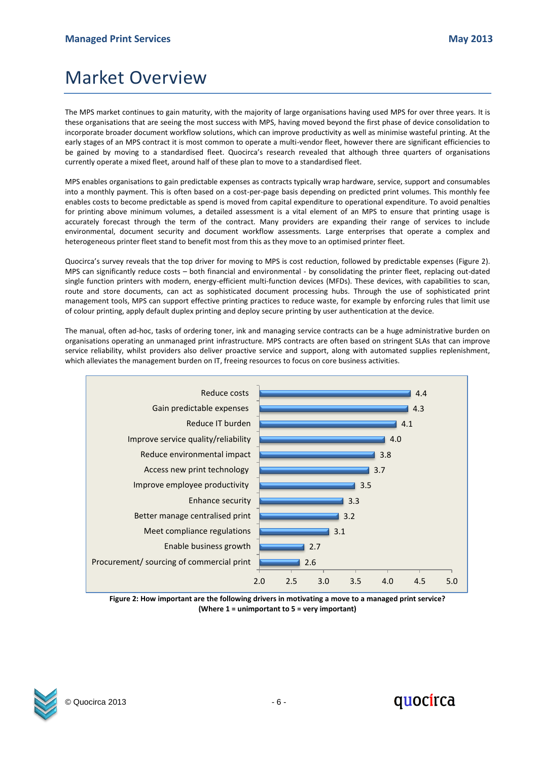# Market Overview

The MPS market continues to gain maturity, with the majority of large organisations having used MPS for over three years. It is these organisations that are seeing the most success with MPS, having moved beyond the first phase of device consolidation to incorporate broader document workflow solutions, which can improve productivity as well as minimise wasteful printing. At the early stages of an MPS contract it is most common to operate a multi-vendor fleet, however there are significant efficiencies to be gained by moving to a standardised fleet. Quocirca's research revealed that although three quarters of organisations currently operate a mixed fleet, around half of these plan to move to a standardised fleet.

MPS enables organisations to gain predictable expenses as contracts typically wrap hardware, service, support and consumables into a monthly payment. This is often based on a cost-per-page basis depending on predicted print volumes. This monthly fee enables costs to become predictable as spend is moved from capital expenditure to operational expenditure. To avoid penalties for printing above minimum volumes, a detailed assessment is a vital element of an MPS to ensure that printing usage is accurately forecast through the term of the contract. Many providers are expanding their range of services to include environmental, document security and document workflow assessments. Large enterprises that operate a complex and heterogeneous printer fleet stand to benefit most from this as they move to an optimised printer fleet.

Quocirca's survey reveals that the top driver for moving to MPS is cost reduction, followed by predictable expenses (Figure 2). MPS can significantly reduce costs – both financial and environmental - by consolidating the printer fleet, replacing out-dated single function printers with modern, energy-efficient multi-function devices (MFDs). These devices, with capabilities to scan, route and store documents, can act as sophisticated document processing hubs. Through the use of sophisticated print management tools, MPS can support effective printing practices to reduce waste, for example by enforcing rules that limit use of colour printing, apply default duplex printing and deploy secure printing by user authentication at the device.

The manual, often ad-hoc, tasks of ordering toner, ink and managing service contracts can be a huge administrative burden on organisations operating an unmanaged print infrastructure. MPS contracts are often based on stringent SLAs that can improve service reliability, whilst providers also deliver proactive service and support, along with automated supplies replenishment, which alleviates the management burden on IT, freeing resources to focus on core business activities.

Reduce costs 4.4
Gain predictable expenses 4.3
Reduce IT burden 4.1
Improve service quality/reliability 4.0
Reduce environmental impact 3.8
Access new print technology 3.7
Improve employee productivity 3.5
Enhance security 3.3
Better manage centralised print 3.2
Meet compliance regulations 3.1
Enable business growth 2.7
Procurement/ sourcing of commercial print 2.6

2.0 2.5 3.0 3.5 4.0 4.5 5.0

**Figure 2: How important are the following drivers in motivating a move to a managed print service? (Where 1 = unimportant to 5 = very important)**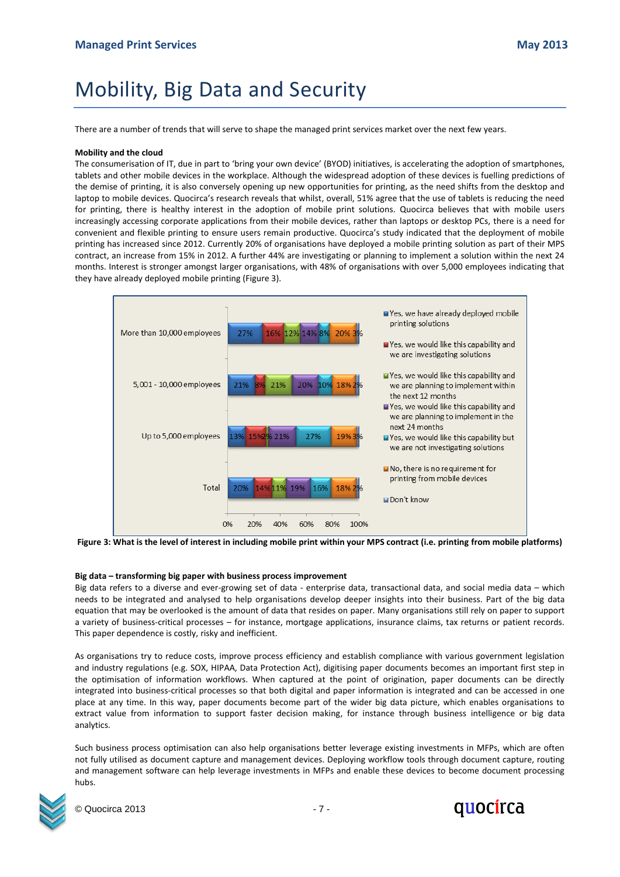# Mobility, Big Data and Security

There are a number of trends that will serve to shape the managed print services market over the next few years.

**Mobility and the cloud**

The consumerisation of IT, due in part to 'bring your own device' (BYOD) initiatives, is accelerating the adoption of smartphones, tablets and other mobile devices in the workplace. Although the widespread adoption of these devices is fuelling predictions of the demise of printing, it is also conversely opening up new opportunities for printing, as the need shifts from the desktop and laptop to mobile devices. Quocirca's research reveals that whilst, overall, 51% agree that the use of tablets is reducing the need for printing, there is healthy interest in the adoption of mobile print solutions. Quocirca believes that with mobile users increasingly accessing corporate applications from their mobile devices, rather than laptops or desktop PCs, there is a need for convenient and flexible printing to ensure users remain productive. Quocirca's study indicated that the deployment of mobile printing has increased since 2012. Currently 20% of organisations have deployed a mobile printing solution as part of their MPS contract, an increase from 15% in 2012. A further 44% are investigating or planning to implement a solution within the next 24 months. Interest is stronger amongst larger organisations, with 48% of organisations with over 5,000 employees indicating that they have already deployed mobile printing (Figure 3).

More than 10,000 employees: 27% 16% 12% 14% 8% 20% 3%
5,001 - 10,000 employees: 21% 8% 21% 20% 10% 18% 2%
Up to 5,000 employees: 13% 15% 2% 21% 27% 19% 3%
Total: 20% 14% 11% 19% 16% 18% 2%

0% 20% 40% 60% 80% 100%

- Yes, we have already deployed mobile printing solutions
- Yes, we would like this capability and we are investigating solutions
- Yes, we would like this capability and we are planning to implement within the next 12 months
- Yes, we would like this capability and we are planning to implement in the next 24 months
- Yes, we would like this capability but we are not investigating solutions
- No, there is no requirement for printing from mobile devices
- Don't know

**Figure 3: What is the level of interest in including mobile print within your MPS contract (i.e. printing from mobile platforms)**

**Big data – transforming big paper with business process improvement**

Big data refers to a diverse and ever-growing set of data - enterprise data, transactional data, and social media data – which needs to be integrated and analysed to help organisations develop deeper insights into their business. Part of the big data equation that may be overlooked is the amount of data that resides on paper. Many organisations still rely on paper to support a variety of business-critical processes – for instance, mortgage applications, insurance claims, tax returns or patient records. This paper dependence is costly, risky and inefficient.

As organisations try to reduce costs, improve process efficiency and establish compliance with various government legislation and industry regulations (e.g. SOX, HIPAA, Data Protection Act), digitising paper documents becomes an important first step in the optimisation of information workflows. When captured at the point of origination, paper documents can be directly integrated into business-critical processes so that both digital and paper information is integrated and can be accessed in one place at any time. In this way, paper documents become part of the wider big data picture, which enables organisations to extract value from information to support faster decision making, for instance through business intelligence or big data analytics.

Such business process optimisation can also help organisations better leverage existing investments in MFPs, which are often not fully utilised as document capture and management devices. Deploying workflow tools through document capture, routing and management software can help leverage investments in MFPs and enable these devices to become document processing hubs.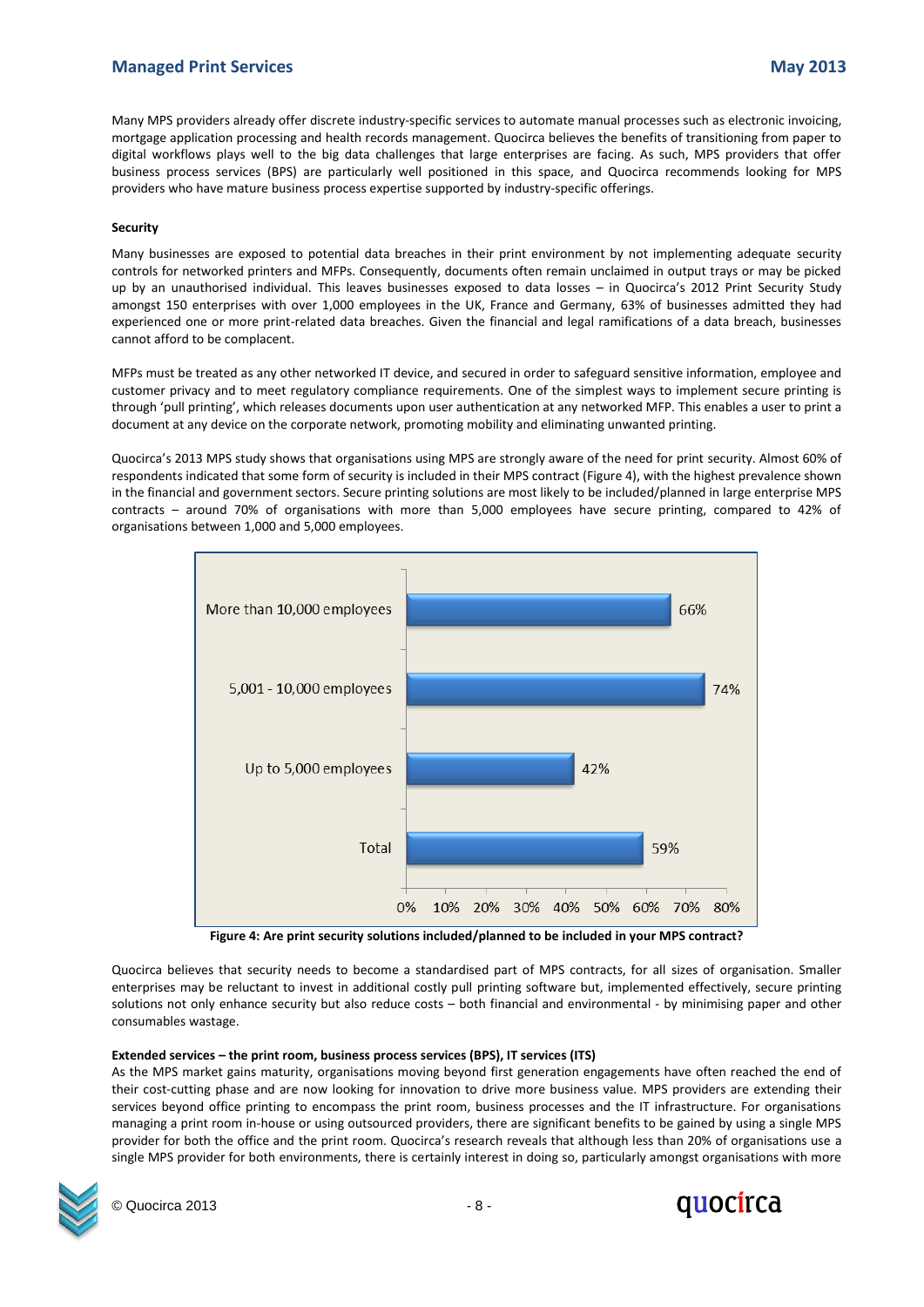Many MPS providers already offer discrete industry-specific services to automate manual processes such as electronic invoicing, mortgage application processing and health records management. Quocirca believes the benefits of transitioning from paper to digital workflows plays well to the big data challenges that large enterprises are facing. As such, MPS providers that offer business process services (BPS) are particularly well positioned in this space, and Quocirca recommends looking for MPS providers who have mature business process expertise supported by industry-specific offerings.

**Security**

Many businesses are exposed to potential data breaches in their print environment by not implementing adequate security controls for networked printers and MFPs. Consequently, documents often remain unclaimed in output trays or may be picked up by an unauthorised individual. This leaves businesses exposed to data losses – in Quocirca's 2012 Print Security Study amongst 150 enterprises with over 1,000 employees in the UK, France and Germany, 63% of businesses admitted they had experienced one or more print-related data breaches. Given the financial and legal ramifications of a data breach, businesses cannot afford to be complacent.

MFPs must be treated as any other networked IT device, and secured in order to safeguard sensitive information, employee and customer privacy and to meet regulatory compliance requirements. One of the simplest ways to implement secure printing is through 'pull printing', which releases documents upon user authentication at any networked MFP. This enables a user to print a document at any device on the corporate network, promoting mobility and eliminating unwanted printing.

Quocirca's 2013 MPS study shows that organisations using MPS are strongly aware of the need for print security. Almost 60% of respondents indicated that some form of security is included in their MPS contract (Figure 4), with the highest prevalence shown in the financial and government sectors. Secure printing solutions are most likely to be included/planned in large enterprise MPS contracts – around 70% of organisations with more than 5,000 employees have secure printing, compared to 42% of organisations between 1,000 and 5,000 employees.

More than 10,000 employees 66%
5,001 - 10,000 employees 74%
Up to 5,000 employees 42%
Total 59%
0% 10% 20% 30% 40% 50% 60% 70% 80%

**Figure 4: Are print security solutions included/planned to be included in your MPS contract?**

Quocirca believes that security needs to become a standardised part of MPS contracts, for all sizes of organisation. Smaller enterprises may be reluctant to invest in additional costly pull printing software but, implemented effectively, secure printing solutions not only enhance security but also reduce costs – both financial and environmental - by minimising paper and other consumables wastage.

**Extended services – the print room, business process services (BPS), IT services (ITS)**

As the MPS market gains maturity, organisations moving beyond first generation engagements have often reached the end of their cost-cutting phase and are now looking for innovation to drive more business value. MPS providers are extending their services beyond office printing to encompass the print room, business processes and the IT infrastructure. For organisations managing a print room in-house or using outsourced providers, there are significant benefits to be gained by using a single MPS provider for both the office and the print room. Quocirca's research reveals that although less than 20% of organisations use a single MPS provider for both environments, there is certainly interest in doing so, particularly amongst organisations with more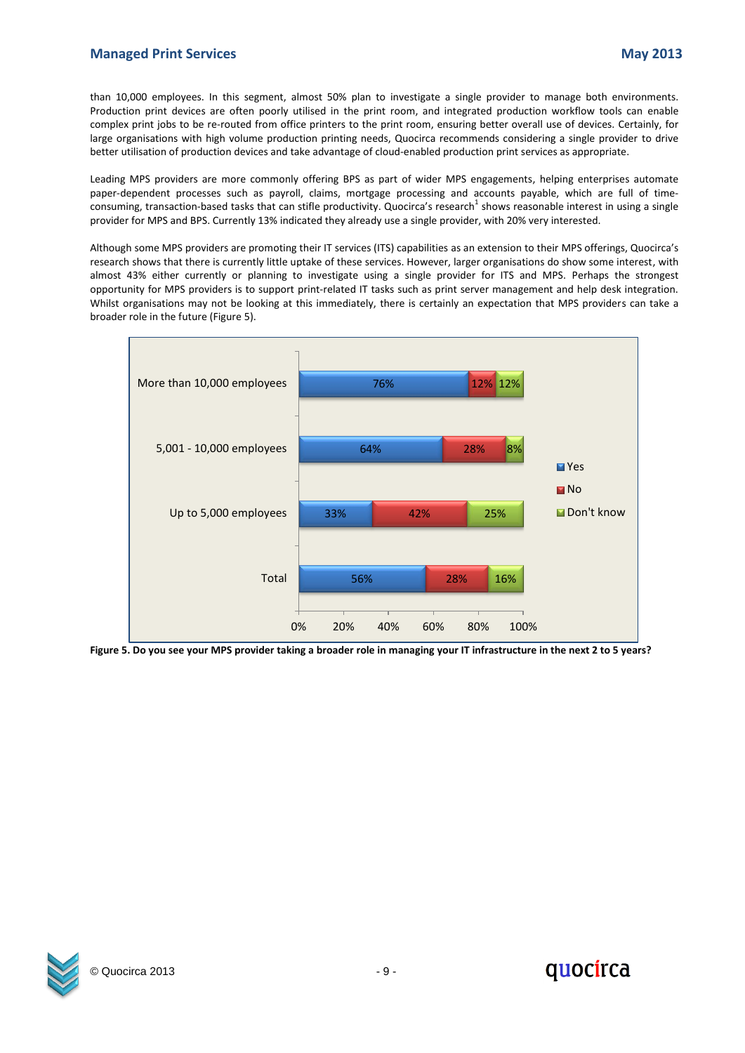than 10,000 employees. In this segment, almost 50% plan to investigate a single provider to manage both environments. Production print devices are often poorly utilised in the print room, and integrated production workflow tools can enable complex print jobs to be re-routed from office printers to the print room, ensuring better overall use of devices. Certainly, for large organisations with high volume production printing needs, Quocirca recommends considering a single provider to drive better utilisation of production devices and take advantage of cloud-enabled production print services as appropriate.

Leading MPS providers are more commonly offering BPS as part of wider MPS engagements, helping enterprises automate paper-dependent processes such as payroll, claims, mortgage processing and accounts payable, which are full of time-consuming, transaction-based tasks that can stifle productivity. Quocirca's research[1] shows reasonable interest in using a single provider for MPS and BPS. Currently 13% indicated they already use a single provider, with 20% very interested.

Although some MPS providers are promoting their IT services (ITS) capabilities as an extension to their MPS offerings, Quocirca's research shows that there is currently little uptake of these services. However, larger organisations do show some interest, with almost 43% either currently or planning to investigate using a single provider for ITS and MPS. Perhaps the strongest opportunity for MPS providers is to support print-related IT tasks such as print server management and help desk integration. Whilst organisations may not be looking at this immediately, there is certainly an expectation that MPS providers can take a broader role in the future (Figure 5).

More than 10,000 employees: 76% 12% 12%
5,001 - 10,000 employees: 64% 28% 8%
Up to 5,000 employees: 33% 42% 25%
Total: 56% 28% 16%

0% 20% 40% 60% 80% 100%

Yes
No
Don't know

**Figure 5. Do you see your MPS provider taking a broader role in managing your IT infrastructure in the next 2 to 5 years?**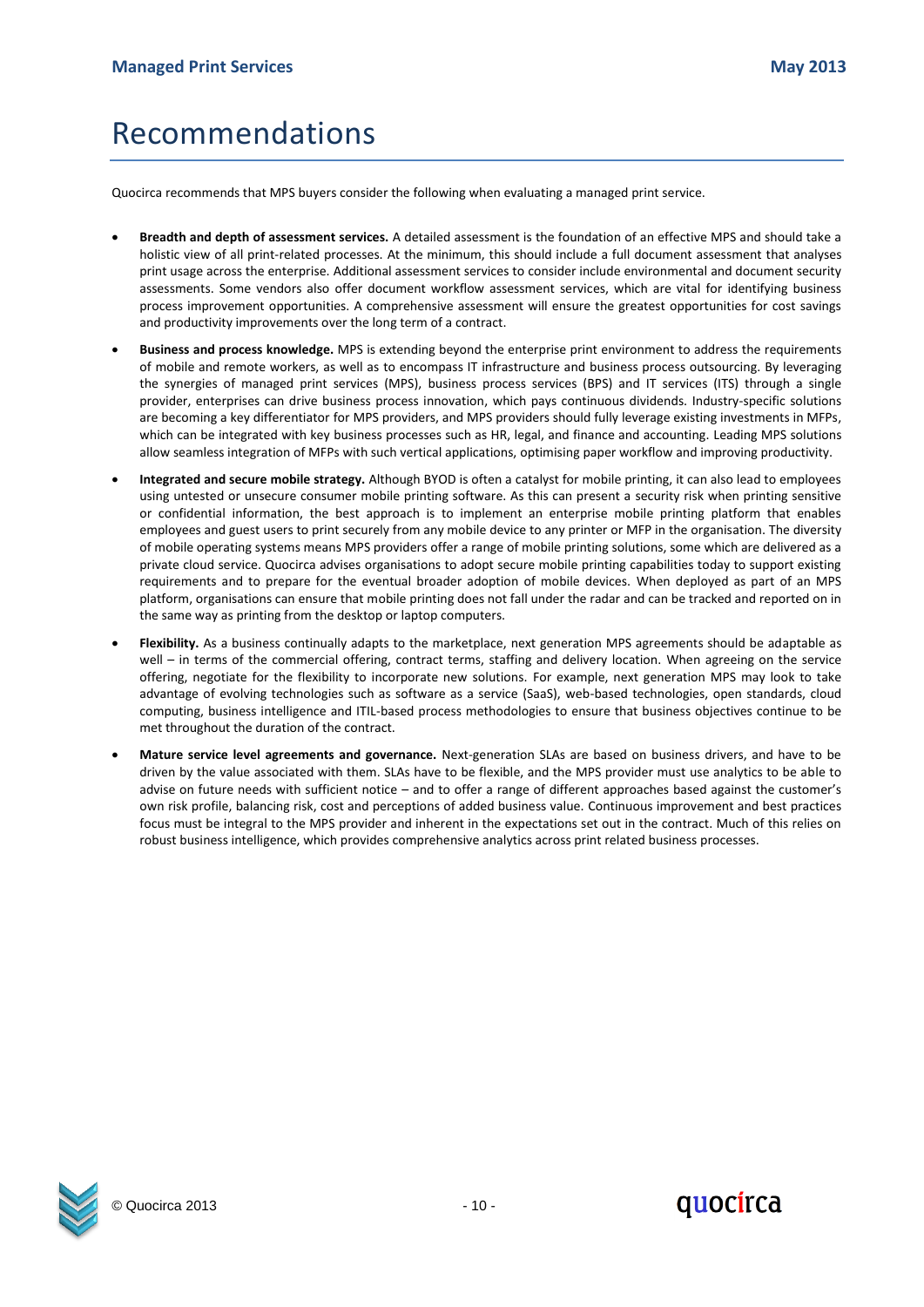# Recommendations

Quocirca recommends that MPS buyers consider the following when evaluating a managed print service.

- **Breadth and depth of assessment services.** A detailed assessment is the foundation of an effective MPS and should take a holistic view of all print-related processes. At the minimum, this should include a full document assessment that analyses print usage across the enterprise. Additional assessment services to consider include environmental and document security assessments. Some vendors also offer document workflow assessment services, which are vital for identifying business process improvement opportunities. A comprehensive assessment will ensure the greatest opportunities for cost savings and productivity improvements over the long term of a contract.
- **Business and process knowledge.** MPS is extending beyond the enterprise print environment to address the requirements of mobile and remote workers, as well as to encompass IT infrastructure and business process outsourcing. By leveraging the synergies of managed print services (MPS), business process services (BPS) and IT services (ITS) through a single provider, enterprises can drive business process innovation, which pays continuous dividends. Industry-specific solutions are becoming a key differentiator for MPS providers, and MPS providers should fully leverage existing investments in MFPs, which can be integrated with key business processes such as HR, legal, and finance and accounting. Leading MPS solutions allow seamless integration of MFPs with such vertical applications, optimising paper workflow and improving productivity.
- **Integrated and secure mobile strategy.** Although BYOD is often a catalyst for mobile printing, it can also lead to employees using untested or unsecure consumer mobile printing software. As this can present a security risk when printing sensitive or confidential information, the best approach is to implement an enterprise mobile printing platform that enables employees and guest users to print securely from any mobile device to any printer or MFP in the organisation. The diversity of mobile operating systems means MPS providers offer a range of mobile printing solutions, some which are delivered as a private cloud service. Quocirca advises organisations to adopt secure mobile printing capabilities today to support existing requirements and to prepare for the eventual broader adoption of mobile devices. When deployed as part of an MPS platform, organisations can ensure that mobile printing does not fall under the radar and can be tracked and reported on in the same way as printing from the desktop or laptop computers.
- **Flexibility.** As a business continually adapts to the marketplace, next generation MPS agreements should be adaptable as well – in terms of the commercial offering, contract terms, staffing and delivery location. When agreeing on the service offering, negotiate for the flexibility to incorporate new solutions. For example, next generation MPS may look to take advantage of evolving technologies such as software as a service (SaaS), web-based technologies, open standards, cloud computing, business intelligence and ITIL-based process methodologies to ensure that business objectives continue to be met throughout the duration of the contract.
- **Mature service level agreements and governance.** Next-generation SLAs are based on business drivers, and have to be driven by the value associated with them. SLAs have to be flexible, and the MPS provider must use analytics to be able to advise on future needs with sufficient notice – and to offer a range of different approaches based against the customer's own risk profile, balancing risk, cost and perceptions of added business value. Continuous improvement and best practices focus must be integral to the MPS provider and inherent in the expectations set out in the contract. Much of this relies on robust business intelligence, which provides comprehensive analytics across print related business processes.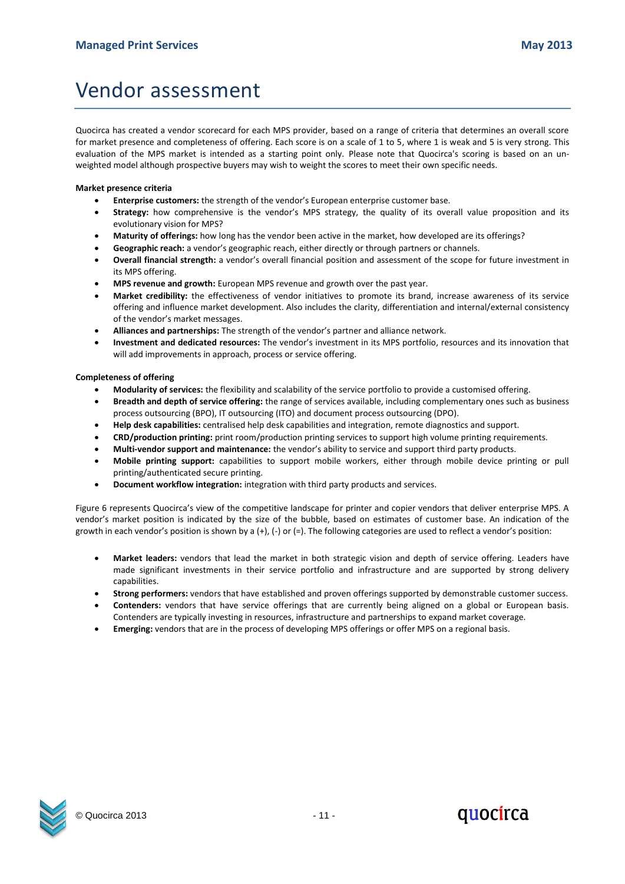# Vendor assessment

Quocirca has created a vendor scorecard for each MPS provider, based on a range of criteria that determines an overall score for market presence and completeness of offering. Each score is on a scale of 1 to 5, where 1 is weak and 5 is very strong. This evaluation of the MPS market is intended as a starting point only. Please note that Quocirca's scoring is based on an un-weighted model although prospective buyers may wish to weight the scores to meet their own specific needs.

**Market presence criteria**

- **Enterprise customers:** the strength of the vendor's European enterprise customer base.
- **Strategy:** how comprehensive is the vendor's MPS strategy, the quality of its overall value proposition and its evolutionary vision for MPS?
- **Maturity of offerings:** how long has the vendor been active in the market, how developed are its offerings?
- **Geographic reach:** a vendor's geographic reach, either directly or through partners or channels.
- **Overall financial strength:** a vendor's overall financial position and assessment of the scope for future investment in its MPS offering.
- **MPS revenue and growth:** European MPS revenue and growth over the past year.
- **Market credibility:** the effectiveness of vendor initiatives to promote its brand, increase awareness of its service offering and influence market development. Also includes the clarity, differentiation and internal/external consistency of the vendor's market messages.
- **Alliances and partnerships:** The strength of the vendor's partner and alliance network.
- **Investment and dedicated resources:** The vendor's investment in its MPS portfolio, resources and its innovation that will add improvements in approach, process or service offering.

**Completeness of offering**

- **Modularity of services:** the flexibility and scalability of the service portfolio to provide a customised offering.
- **Breadth and depth of service offering:** the range of services available, including complementary ones such as business process outsourcing (BPO), IT outsourcing (ITO) and document process outsourcing (DPO).
- **Help desk capabilities:** centralised help desk capabilities and integration, remote diagnostics and support.
- **CRD/production printing:** print room/production printing services to support high volume printing requirements.
- **Multi-vendor support and maintenance:** the vendor's ability to service and support third party products.
- **Mobile printing support:** capabilities to support mobile workers, either through mobile device printing or pull printing/authenticated secure printing.
- **Document workflow integration:** integration with third party products and services.

Figure 6 represents Quocirca's view of the competitive landscape for printer and copier vendors that deliver enterprise MPS. A vendor's market position is indicated by the size of the bubble, based on estimates of customer base. An indication of the growth in each vendor's position is shown by a (+), (-) or (=). The following categories are used to reflect a vendor's position:

- **Market leaders:** vendors that lead the market in both strategic vision and depth of service offering. Leaders have made significant investments in their service portfolio and infrastructure and are supported by strong delivery capabilities.
- **Strong performers:** vendors that have established and proven offerings supported by demonstrable customer success.
- **Contenders:** vendors that have service offerings that are currently being aligned on a global or European basis. Contenders are typically investing in resources, infrastructure and partnerships to expand market coverage.
- **Emerging:** vendors that are in the process of developing MPS offerings or offer MPS on a regional basis.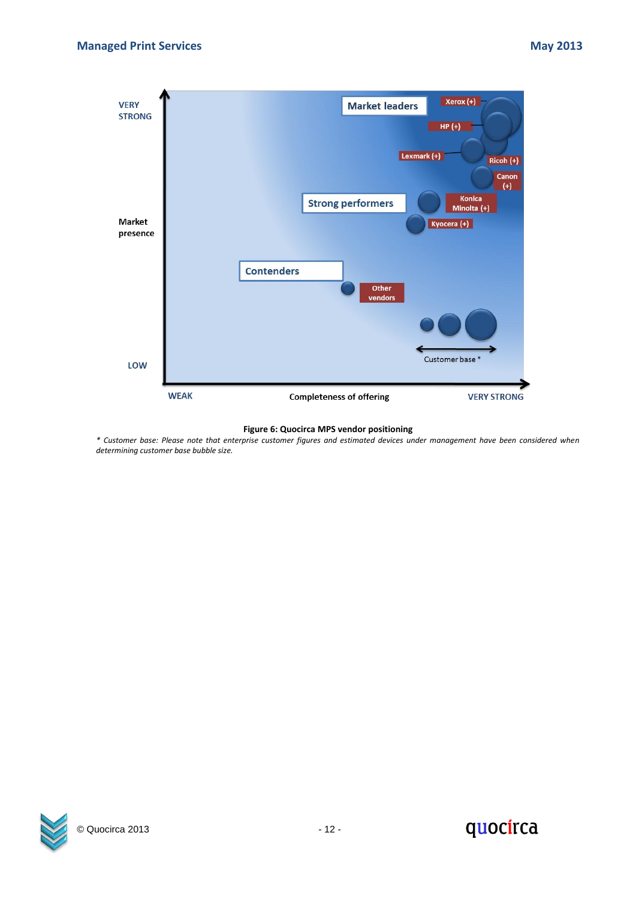VERY STRONG

Market presence

LOW

WEAK

Completeness of offering

VERY STRONG

Market leaders

Strong performers

Contenders

Xerox (+)

HP (+)

Lexmark (+)

Ricoh (+)

Canon (+)

Konica Minolta (+)

Kyocera (+)

Other vendors

Customer base *

**Figure 6: Quocirca MPS vendor positioning**

*\* Customer base: Please note that enterprise customer figures and estimated devices under management have been considered when determining customer base bubble size.*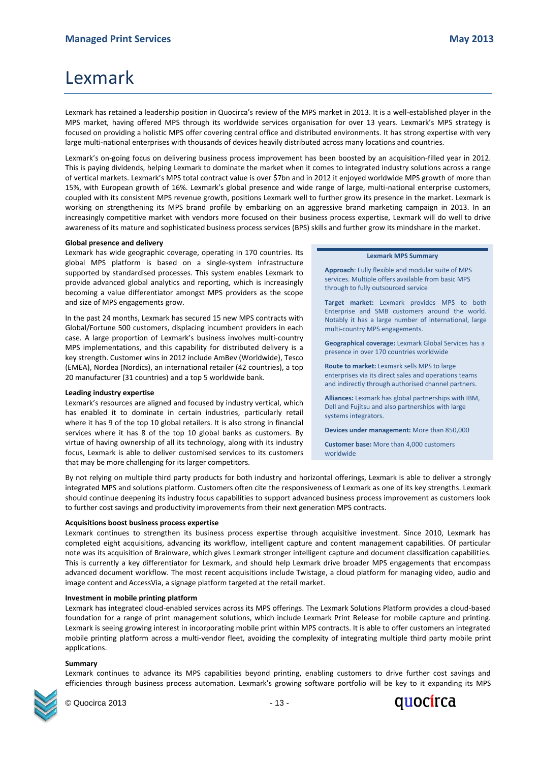# Lexmark

Lexmark has retained a leadership position in Quocirca's review of the MPS market in 2013. It is a well-established player in the MPS market, having offered MPS through its worldwide services organisation for over 13 years. Lexmark's MPS strategy is focused on providing a holistic MPS offer covering central office and distributed environments. It has strong expertise with very large multi-national enterprises with thousands of devices heavily distributed across many locations and countries.

Lexmark's on-going focus on delivering business process improvement has been boosted by an acquisition-filled year in 2012. This is paying dividends, helping Lexmark to dominate the market when it comes to integrated industry solutions across a range of vertical markets. Lexmark's MPS total contract value is over $7bn and in 2012 it enjoyed worldwide MPS growth of more than 15%, with European growth of 16%. Lexmark's global presence and wide range of large, multi-national enterprise customers, coupled with its consistent MPS revenue growth, positions Lexmark well to further grow its presence in the market. Lexmark is working on strengthening its MPS brand profile by embarking on an aggressive brand marketing campaign in 2013. In an increasingly competitive market with vendors more focused on their business process expertise, Lexmark will do well to drive awareness of its mature and sophisticated business process services (BPS) skills and further grow its mindshare in the market.

**Global presence and delivery**

Lexmark has wide geographic coverage, operating in 170 countries. Its global MPS platform is based on a single-system infrastructure supported by standardised processes. This system enables Lexmark to provide advanced global analytics and reporting, which is increasingly becoming a value differentiator amongst MPS providers as the scope and size of MPS engagements grow.

In the past 24 months, Lexmark has secured 15 new MPS contracts with Global/Fortune 500 customers, displacing incumbent providers in each case. A large proportion of Lexmark's business involves multi-country MPS implementations, and this capability for distributed delivery is a key strength. Customer wins in 2012 include AmBev (Worldwide), Tesco (EMEA), Nordea (Nordics), an international retailer (42 countries), a top 20 manufacturer (31 countries) and a top 5 worldwide bank.

**Leading industry expertise**

Lexmark's resources are aligned and focused by industry vertical, which has enabled it to dominate in certain industries, particularly retail where it has 9 of the top 10 global retailers. It is also strong in financial services where it has 8 of the top 10 global banks as customers. By virtue of having ownership of all its technology, along with its industry focus, Lexmark is able to deliver customised services to its customers that may be more challenging for its larger competitors.

**Lexmark MPS Summary**

**Approach**: Fully flexible and modular suite of MPS services. Multiple offers available from basic MPS through to fully outsourced service

**Target market:** Lexmark provides MPS to both Enterprise and SMB customers around the world. Notably it has a large number of international, large multi-country MPS engagements.

**Geographical coverage:** Lexmark Global Services has a presence in over 170 countries worldwide

**Route to market:** Lexmark sells MPS to large enterprises via its direct sales and operations teams and indirectly through authorised channel partners.

**Alliances:** Lexmark has global partnerships with IBM, Dell and Fujitsu and also partnerships with large systems integrators.

**Devices under management:** More than 850,000

**Customer base:** More than 4,000 customers worldwide

By not relying on multiple third party products for both industry and horizontal offerings, Lexmark is able to deliver a strongly integrated MPS and solutions platform. Customers often cite the responsiveness of Lexmark as one of its key strengths. Lexmark should continue deepening its industry focus capabilities to support advanced business process improvement as customers look to further cost savings and productivity improvements from their next generation MPS contracts.

**Acquisitions boost business process expertise**

Lexmark continues to strengthen its business process expertise through acquisitive investment. Since 2010, Lexmark has completed eight acquisitions, advancing its workflow, intelligent capture and content management capabilities. Of particular note was its acquisition of Brainware, which gives Lexmark stronger intelligent capture and document classification capabilities. This is currently a key differentiator for Lexmark, and should help Lexmark drive broader MPS engagements that encompass advanced document workflow. The most recent acquisitions include Twistage, a cloud platform for managing video, audio and image content and AccessVia, a signage platform targeted at the retail market.

**Investment in mobile printing platform**

Lexmark has integrated cloud-enabled services across its MPS offerings. The Lexmark Solutions Platform provides a cloud-based foundation for a range of print management solutions, which include Lexmark Print Release for mobile capture and printing. Lexmark is seeing growing interest in incorporating mobile print within MPS contracts. It is able to offer customers an integrated mobile printing platform across a multi-vendor fleet, avoiding the complexity of integrating multiple third party mobile print applications.

**Summary**

Lexmark continues to advance its MPS capabilities beyond printing, enabling customers to drive further cost savings and efficiencies through business process automation. Lexmark's growing software portfolio will be key to it expanding its MPS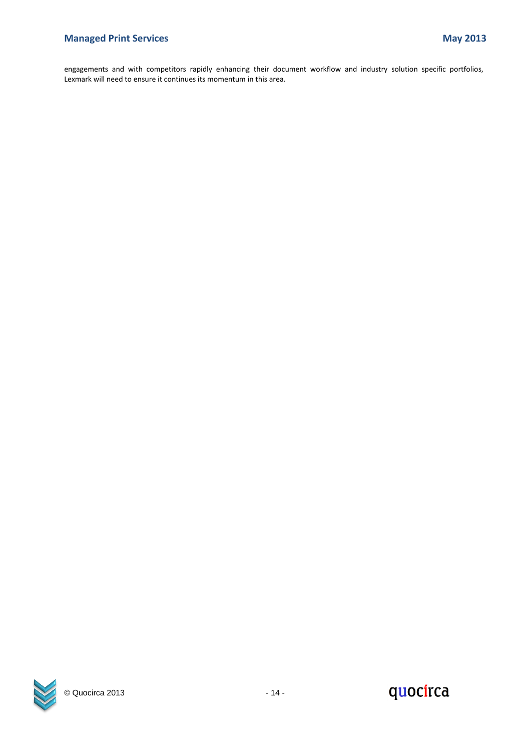engagements and with competitors rapidly enhancing their document workflow and industry solution specific portfolios, Lexmark will need to ensure it continues its momentum in this area.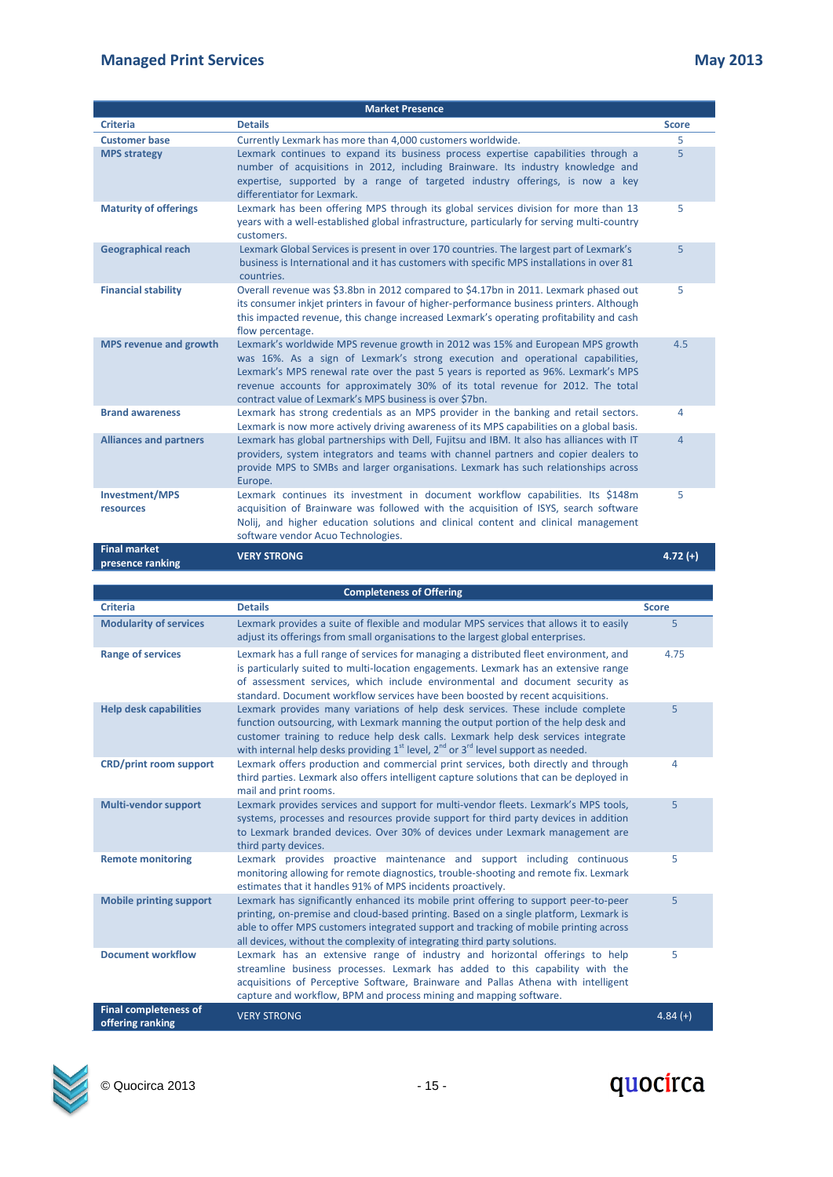| Market Presence | | |
|---|---|---|
| **Criteria** | **Details** | **Score** |
| **Customer base** | Currently Lexmark has more than 4,000 customers worldwide. | 5 |
| **MPS strategy** | Lexmark continues to expand its business process expertise capabilities through a number of acquisitions in 2012, including Brainware. Its industry knowledge and expertise, supported by a range of targeted industry offerings, is now a key differentiator for Lexmark. | 5 |
| **Maturity of offerings** | Lexmark has been offering MPS through its global services division for more than 13 years with a well-established global infrastructure, particularly for serving multi-country customers. | 5 |
| **Geographical reach** | Lexmark Global Services is present in over 170 countries. The largest part of Lexmark's business is International and it has customers with specific MPS installations in over 81 countries. | 5 |
| **Financial stability** | Overall revenue was $3.8bn in 2012 compared to $4.17bn in 2011. Lexmark phased out its consumer inkjet printers in favour of higher-performance business printers. Although this impacted revenue, this change increased Lexmark's operating profitability and cash flow percentage. | 5 |
| **MPS revenue and growth** | Lexmark's worldwide MPS revenue growth in 2012 was 15% and European MPS growth was 16%. As a sign of Lexmark's strong execution and operational capabilities, Lexmark's MPS renewal rate over the past 5 years is reported as 96%. Lexmark's MPS revenue accounts for approximately 30% of its total revenue for 2012. The total contract value of Lexmark's MPS business is over $7bn. | 4.5 |
| **Brand awareness** | Lexmark has strong credentials as an MPS provider in the banking and retail sectors. Lexmark is now more actively driving awareness of its MPS capabilities on a global basis. | 4 |
| **Alliances and partners** | Lexmark has global partnerships with Dell, Fujitsu and IBM. It also has alliances with IT providers, system integrators and teams with channel partners and copier dealers to provide MPS to SMBs and larger organisations. Lexmark has such relationships across Europe. | 4 |
| **Investment/MPS resources** | Lexmark continues its investment in document workflow capabilities. Its $148m acquisition of Brainware was followed with the acquisition of ISYS, search software Nolij, and higher education solutions and clinical content and clinical management software vendor Acuo Technologies. | 5 |
| **Final market presence ranking** | **VERY STRONG** | **4.72 (+)** |

| Completeness of Offering | | |
|---|---|---|
| **Criteria** | **Details** | **Score** |
| **Modularity of services** | Lexmark provides a suite of flexible and modular MPS services that allows it to easily adjust its offerings from small organisations to the largest global enterprises. | 5 |
| **Range of services** | Lexmark has a full range of services for managing a distributed fleet environment, and is particularly suited to multi-location engagements. Lexmark has an extensive range of assessment services, which include environmental and document security as standard. Document workflow services have been boosted by recent acquisitions. | 4.75 |
| **Help desk capabilities** | Lexmark provides many variations of help desk services. These include complete function outsourcing, with Lexmark manning the output portion of the help desk and customer training to reduce help desk calls. Lexmark help desk services integrate with internal help desks providing 1st level, 2nd or 3rd level support as needed. | 5 |
| **CRD/print room support** | Lexmark offers production and commercial print services, both directly and through third parties. Lexmark also offers intelligent capture solutions that can be deployed in mail and print rooms. | 4 |
| **Multi-vendor support** | Lexmark provides services and support for multi-vendor fleets. Lexmark's MPS tools, systems, processes and resources provide support for third party devices in addition to Lexmark branded devices. Over 30% of devices under Lexmark management are third party devices. | 5 |
| **Remote monitoring** | Lexmark provides proactive maintenance and support including continuous monitoring allowing for remote diagnostics, trouble-shooting and remote fix. Lexmark estimates that it handles 91% of MPS incidents proactively. | 5 |
| **Mobile printing support** | Lexmark has significantly enhanced its mobile print offering to support peer-to-peer printing, on-premise and cloud-based printing. Based on a single platform, Lexmark is able to offer MPS customers integrated support and tracking of mobile printing across all devices, without the complexity of integrating third party solutions. | 5 |
| **Document workflow** | Lexmark has an extensive range of industry and horizontal offerings to help streamline business processes. Lexmark has added to this capability with the acquisitions of Perceptive Software, Brainware and Pallas Athena with intelligent capture and workflow, BPM and process mining and mapping software. | 5 |
| **Final completeness of offering ranking** | VERY STRONG | 4.84 (+) |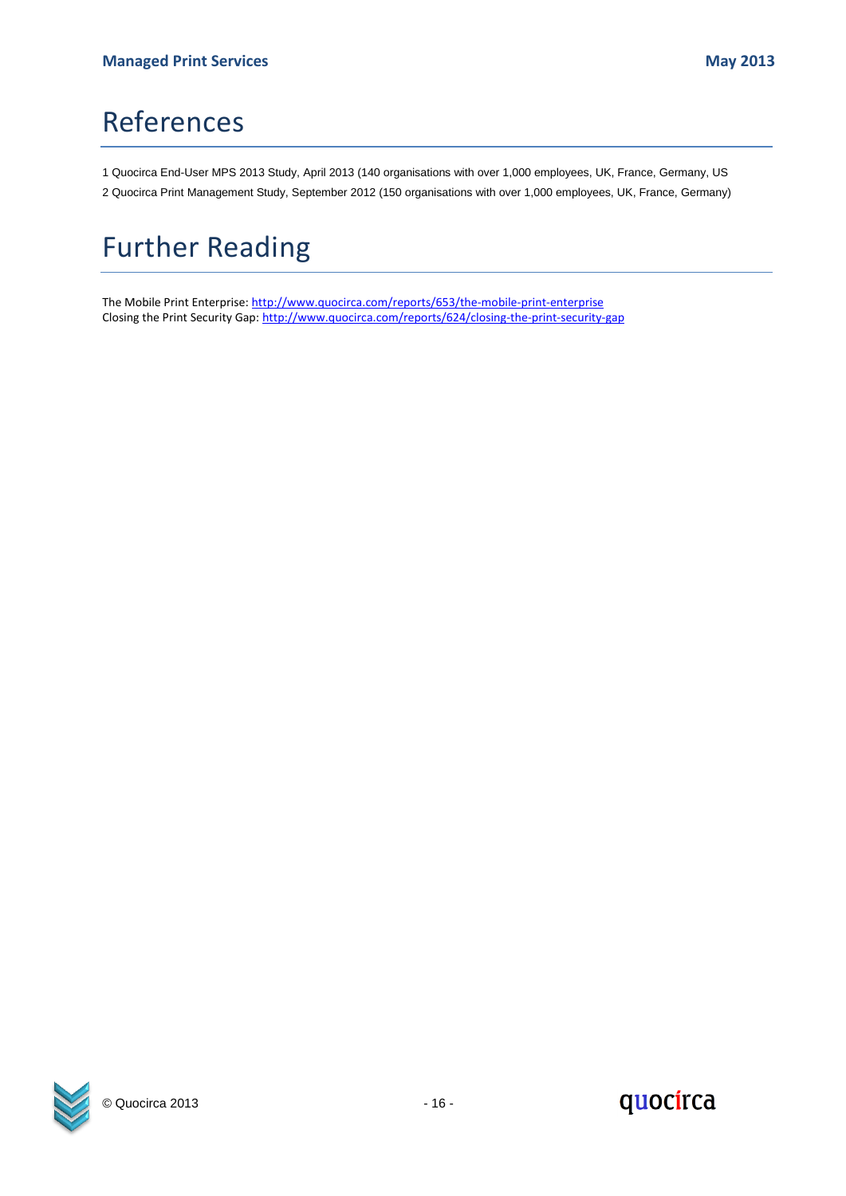# References

1 Quocirca End-User MPS 2013 Study, April 2013 (140 organisations with over 1,000 employees, UK, France, Germany, US

2 Quocirca Print Management Study, September 2012 (150 organisations with over 1,000 employees, UK, France, Germany)

# Further Reading

The Mobile Print Enterprise: http://www.quocirca.com/reports/653/the-mobile-print-enterprise
Closing the Print Security Gap: http://www.quocirca.com/reports/624/closing-the-print-security-gap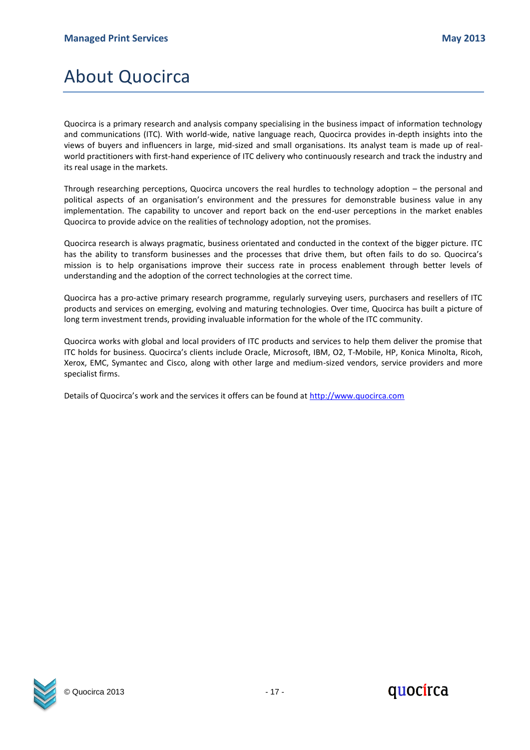# About Quocirca

Quocirca is a primary research and analysis company specialising in the business impact of information technology and communications (ITC). With world-wide, native language reach, Quocirca provides in-depth insights into the views of buyers and influencers in large, mid-sized and small organisations. Its analyst team is made up of real-world practitioners with first-hand experience of ITC delivery who continuously research and track the industry and its real usage in the markets.

Through researching perceptions, Quocirca uncovers the real hurdles to technology adoption – the personal and political aspects of an organisation's environment and the pressures for demonstrable business value in any implementation. The capability to uncover and report back on the end-user perceptions in the market enables Quocirca to provide advice on the realities of technology adoption, not the promises.

Quocirca research is always pragmatic, business orientated and conducted in the context of the bigger picture. ITC has the ability to transform businesses and the processes that drive them, but often fails to do so. Quocirca's mission is to help organisations improve their success rate in process enablement through better levels of understanding and the adoption of the correct technologies at the correct time.

Quocirca has a pro-active primary research programme, regularly surveying users, purchasers and resellers of ITC products and services on emerging, evolving and maturing technologies. Over time, Quocirca has built a picture of long term investment trends, providing invaluable information for the whole of the ITC community.

Quocirca works with global and local providers of ITC products and services to help them deliver the promise that ITC holds for business. Quocirca's clients include Oracle, Microsoft, IBM, O2, T-Mobile, HP, Konica Minolta, Ricoh, Xerox, EMC, Symantec and Cisco, along with other large and medium-sized vendors, service providers and more specialist firms.

Details of Quocirca's work and the services it offers can be found at http://www.quocirca.com